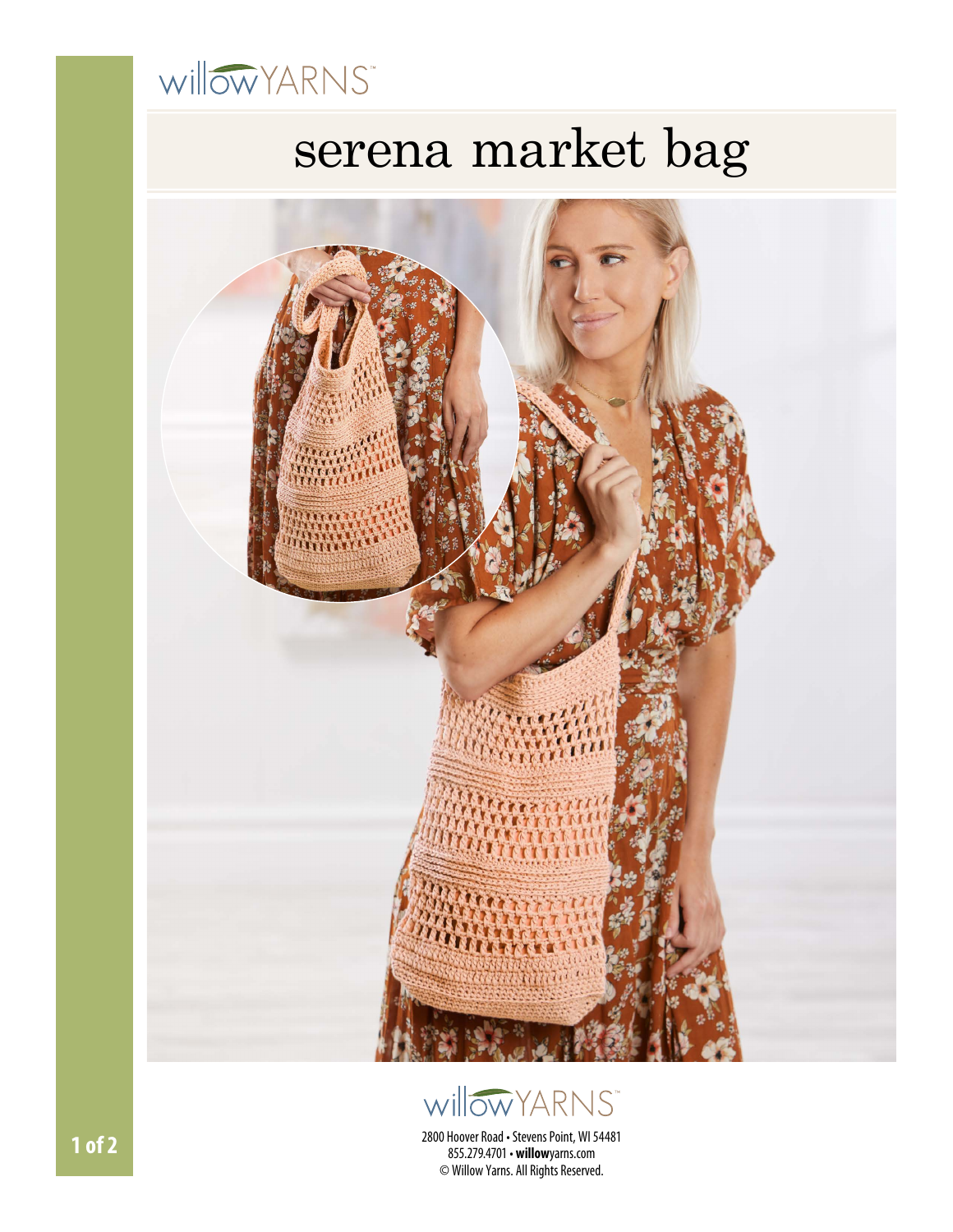willow YARNS™

# serena market bag

willow YARNS™

2800 Hoover Road • Stevens Point, WI 54481
855.279.4701 • **willow**yarns.com
© Willow Yarns. All Rights Reserved.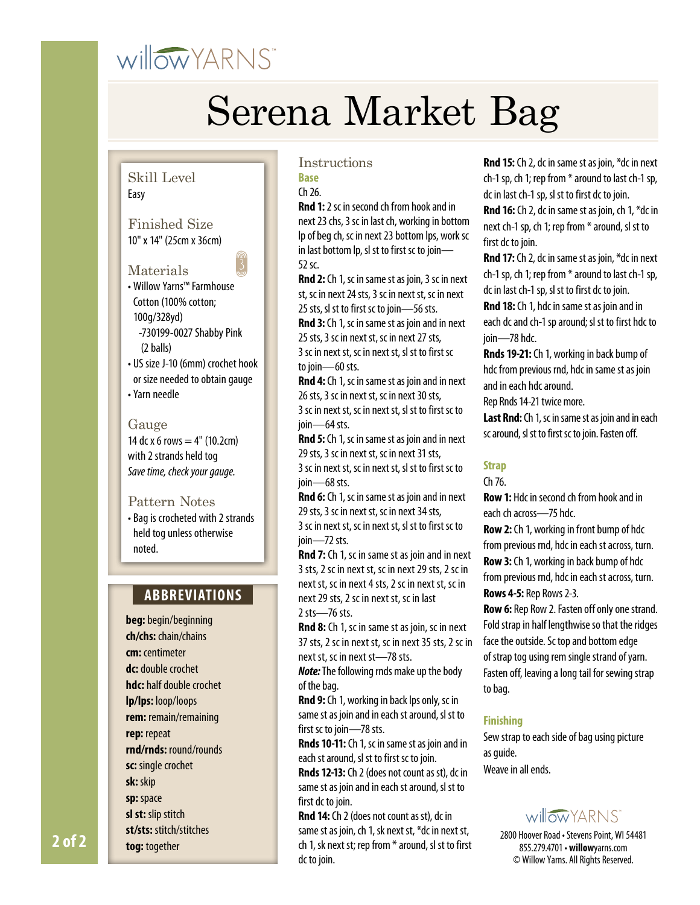willow YARNS™

# Serena Market Bag

## Skill Level

Easy

## Finished Size

10" x 14" (25cm x 36cm)

## Materials

- Willow Yarns™ Farmhouse Cotton (100% cotton; 100g/328yd)
  - -730199-0027 Shabby Pink (2 balls)
- US size J-10 (6mm) crochet hook or size needed to obtain gauge
- Yarn needle

## Gauge

14 dc x 6 rows = 4" (10.2cm) with 2 strands held tog

*Save time, check your gauge.*

## Pattern Notes

- Bag is crocheted with 2 strands held tog unless otherwise noted.

## ABBREVIATIONS

**beg:** begin/beginning
**ch/chs:** chain/chains
**cm:** centimeter
**dc:** double crochet
**hdc:** half double crochet
**lp/lps:** loop/loops
**rem:** remain/remaining
**rep:** repeat
**rnd/rnds:** round/rounds
**sc:** single crochet
**sk:** skip
**sp:** space
**sl st:** slip stitch
**st/sts:** stitch/stitches
**tog:** together

## Instructions

### Base

Ch 26.

**Rnd 1:** 2 sc in second ch from hook and in next 23 chs, 3 sc in last ch, working in bottom lp of beg ch, sc in next 23 bottom lps, work sc in last bottom lp, sl st to first sc to join—52 sc.

**Rnd 2:** Ch 1, sc in same st as join, 3 sc in next st, sc in next 24 sts, 3 sc in next st, sc in next 25 sts, sl st to first sc to join—56 sts.

**Rnd 3:** Ch 1, sc in same st as join and in next 25 sts, 3 sc in next st, sc in next 27 sts, 3 sc in next st, sc in next st, sl st to first sc to join—60 sts.

**Rnd 4:** Ch 1, sc in same st as join and in next 26 sts, 3 sc in next st, sc in next 30 sts, 3 sc in next st, sc in next st, sl st to first sc to join—64 sts.

**Rnd 5:** Ch 1, sc in same st as join and in next 29 sts, 3 sc in next st, sc in next 31 sts, 3 sc in next st, sc in next st, sl st to first sc to join—68 sts.

**Rnd 6:** Ch 1, sc in same st as join and in next 29 sts, 3 sc in next st, sc in next 34 sts, 3 sc in next st, sc in next st, sl st to first sc to join—72 sts.

**Rnd 7:** Ch 1, sc in same st as join and in next 3 sts, 2 sc in next st, sc in next 29 sts, 2 sc in next st, sc in next 4 sts, 2 sc in next st, sc in next 29 sts, 2 sc in next st, sc in last 2 sts—76 sts.

**Rnd 8:** Ch 1, sc in same st as join, sc in next 37 sts, 2 sc in next st, sc in next 35 sts, 2 sc in next st, sc in next st—78 sts.

***Note:*** The following rnds make up the body of the bag.

**Rnd 9:** Ch 1, working in back lps only, sc in same st as join and in each st around, sl st to first sc to join—78 sts.

**Rnds 10-11:** Ch 1, sc in same st as join and in each st around, sl st to first sc to join.

**Rnds 12-13:** Ch 2 (does not count as st), dc in same st as join and in each st around, sl st to first dc to join.

**Rnd 14:** Ch 2 (does not count as st), dc in same st as join, ch 1, sk next st, *dc in next st, ch 1, sk next st; rep from * around, sl st to first dc to join.

**Rnd 15:** Ch 2, dc in same st as join, *dc in next ch-1 sp, ch 1; rep from * around to last ch-1 sp, dc in last ch-1 sp, sl st to first dc to join.

**Rnd 16:** Ch 2, dc in same st as join, ch 1, *dc in next ch-1 sp, ch 1; rep from * around, sl st to first dc to join.

**Rnd 17:** Ch 2, dc in same st as join, *dc in next ch-1 sp, ch 1; rep from * around to last ch-1 sp, dc in last ch-1 sp, sl st to first dc to join.

**Rnd 18:** Ch 1, hdc in same st as join and in each dc and ch-1 sp around; sl st to first hdc to join—78 hdc.

**Rnds 19-21:** Ch 1, working in back bump of hdc from previous rnd, hdc in same st as join and in each hdc around.

Rep Rnds 14-21 twice more.

**Last Rnd:** Ch 1, sc in same st as join and in each sc around, sl st to first sc to join. Fasten off.

### Strap

Ch 76.

**Row 1:** Hdc in second ch from hook and in each ch across—75 hdc.

**Row 2:** Ch 1, working in front bump of hdc from previous rnd, hdc in each st across, turn.

**Row 3:** Ch 1, working in back bump of hdc from previous rnd, hdc in each st across, turn.

**Rows 4-5:** Rep Rows 2-3.

**Row 6:** Rep Row 2. Fasten off only one strand. Fold strap in half lengthwise so that the ridges face the outside. Sc top and bottom edge of strap tog using rem single strand of yarn. Fasten off, leaving a long tail for sewing strap to bag.

### Finishing

Sew strap to each side of bag using picture as guide.

Weave in all ends.

willow YARNS™
2800 Hoover Road • Stevens Point, WI 54481
855.279.4701 • willowyarns.com
© Willow Yarns. All Rights Reserved.